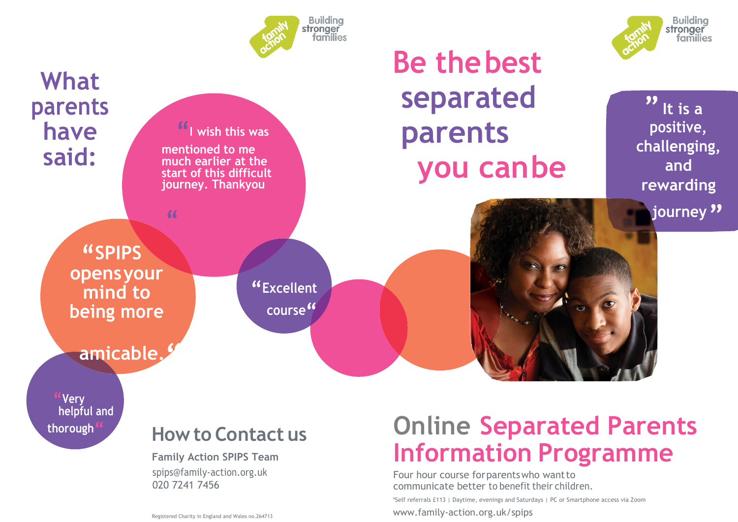Building stronger families

# What parents have said:

"I wish this was mentioned to me much earlier at the start of this difficult journey. Thankyou"

"SPIPS opens your mind to being more amicable."

"Excellent course"

"Very helpful and thorough"

## How to Contact us

**Family Action SPIPS Team**

spips@family-action.org.uk
020 7241 7456

Registered Charity in England and Wales no.264713

Building stronger families

# Be the best separated parents you can be

"It is a positive, challenging, and rewarding journey"

# Online Separated Parents Information Programme

Four hour course for parents who want to communicate better to benefit their children.

*Self referrals £113 | Daytime, evenings and Saturdays | PC or Smartphone access via Zoom

www.family-action.org.uk/spips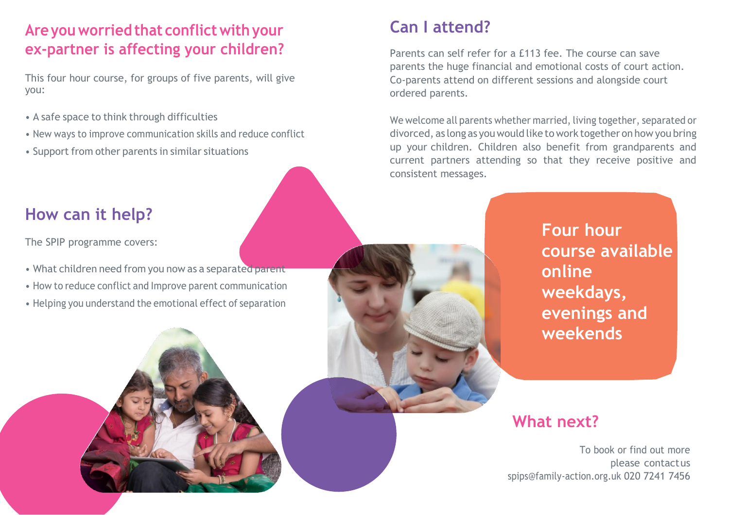## Are you worried that conflict with your ex-partner is affecting your children?

This four hour course, for groups of five parents, will give you:

- A safe space to think through difficulties
- New ways to improve communication skills and reduce conflict
- Support from other parents in similar situations

## How can it help?

The SPIP programme covers:

- What children need from you now as a separated parent
- How to reduce conflict and Improve parent communication
- Helping you understand the emotional effect of separation

## Can I attend?

Parents can self refer for a £113 fee. The course can save parents the huge financial and emotional costs of court action. Co-parents attend on different sessions and alongside court ordered parents.

We welcome all parents whether married, living together, separated or divorced, as long as you would like to work together on how you bring up your children. Children also benefit from grandparents and current partners attending so that they receive positive and consistent messages.

**Four hour course available online weekdays, evenings and weekends**

## What next?

To book or find out more please contact us
spips@family-action.org.uk 020 7241 7456